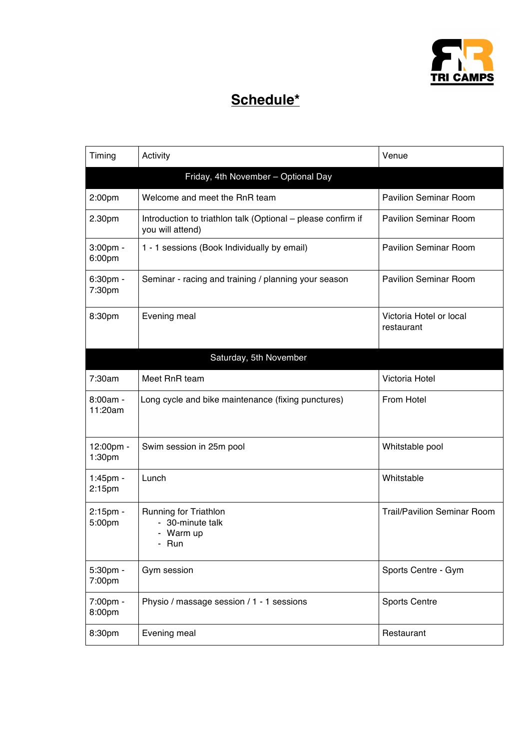RnR TRI CAMPS

# Schedule*

| Timing | Activity | Venue |
|---|---|---|
| Friday, 4th November – Optional Day | | |
| 2:00pm | Welcome and meet the RnR team | Pavilion Seminar Room |
| 2.30pm | Introduction to triathlon talk (Optional – please confirm if you will attend) | Pavilion Seminar Room |
| 3:00pm - 6:00pm | 1 - 1 sessions (Book Individually by email) | Pavilion Seminar Room |
| 6:30pm - 7:30pm | Seminar - racing and training / planning your season | Pavilion Seminar Room |
| 8:30pm | Evening meal | Victoria Hotel or local restaurant |
| Saturday, 5th November | | |
| 7:30am | Meet RnR team | Victoria Hotel |
| 8:00am - 11:20am | Long cycle and bike maintenance (fixing punctures) | From Hotel |
| 12:00pm - 1:30pm | Swim session in 25m pool | Whitstable pool |
| 1:45pm - 2:15pm | Lunch | Whitstable |
| 2:15pm - 5:00pm | Running for Triathlon<br>- 30-minute talk<br>- Warm up<br>- Run | Trail/Pavilion Seminar Room |
| 5:30pm - 7:00pm | Gym session | Sports Centre - Gym |
| 7:00pm - 8:00pm | Physio / massage session / 1 - 1 sessions | Sports Centre |
| 8:30pm | Evening meal | Restaurant |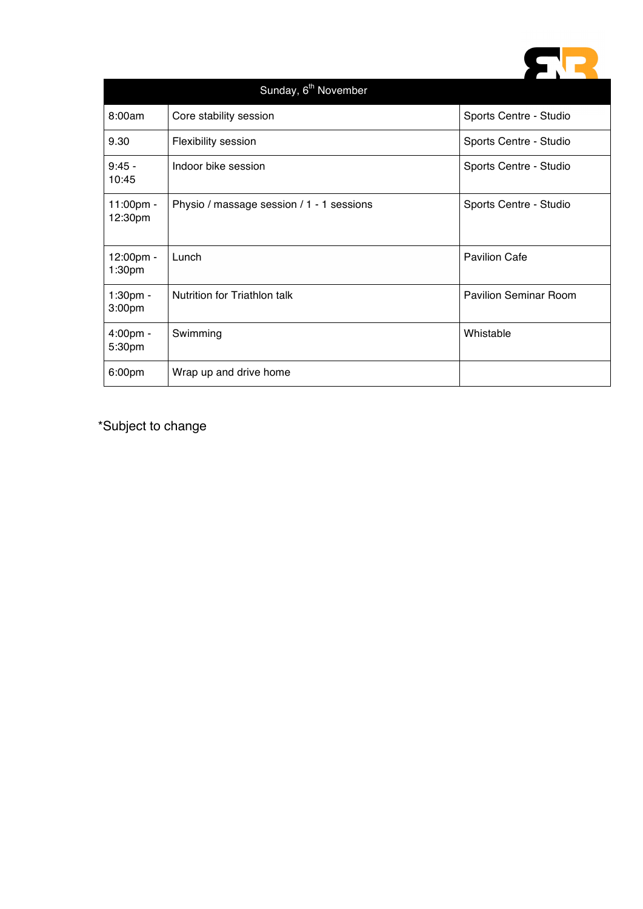| Sunday, 6th November | | |
|---|---|---|
| 8:00am | Core stability session | Sports Centre - Studio |
| 9.30 | Flexibility session | Sports Centre - Studio |
| 9:45 - 10:45 | Indoor bike session | Sports Centre - Studio |
| 11:00pm - 12:30pm | Physio / massage session / 1 - 1 sessions | Sports Centre - Studio |
| 12:00pm - 1:30pm | Lunch | Pavilion Cafe |
| 1:30pm - 3:00pm | Nutrition for Triathlon talk | Pavilion Seminar Room |
| 4:00pm - 5:30pm | Swimming | Whistable |
| 6:00pm | Wrap up and drive home | |

*Subject to change